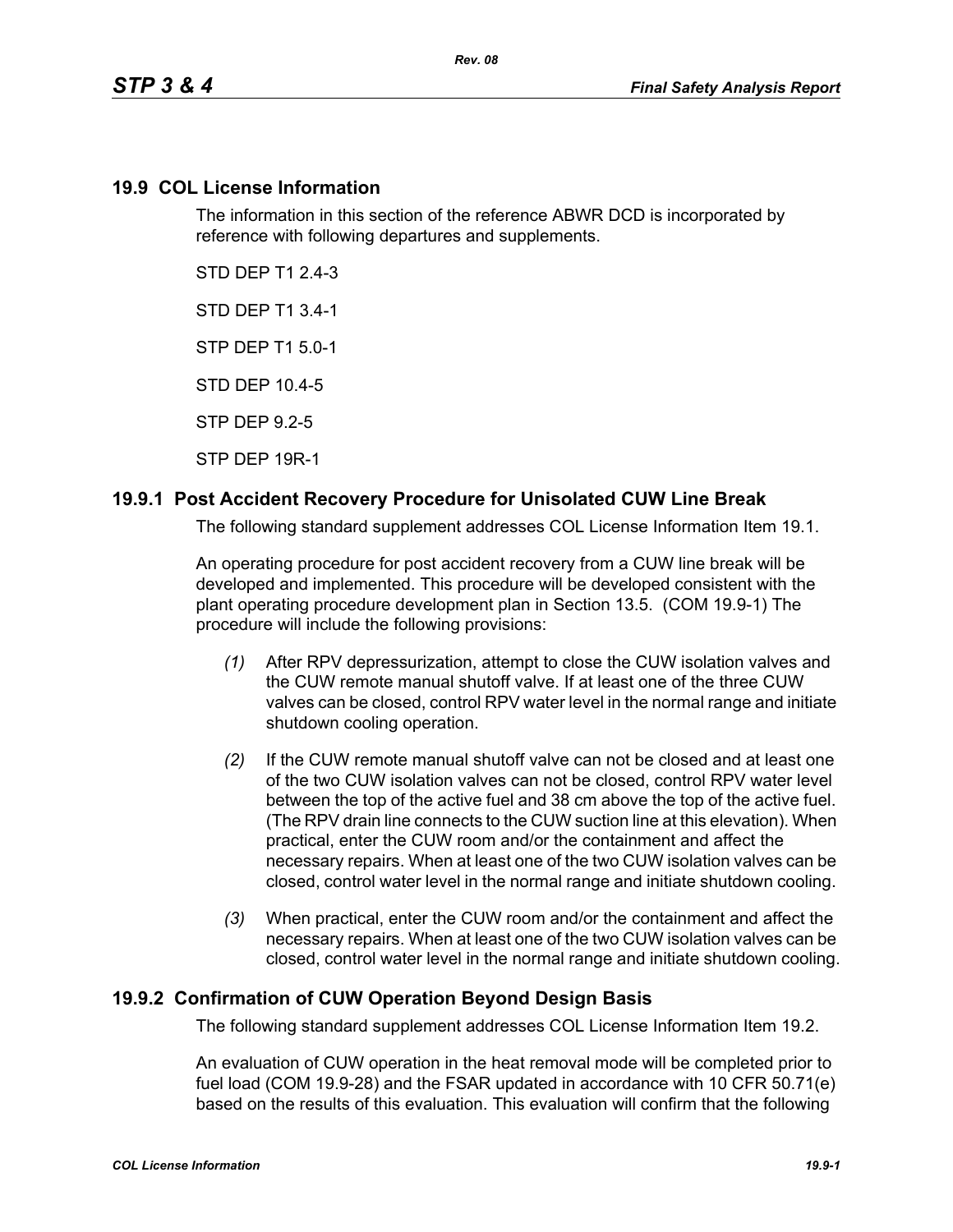## 19.9 COL License Information

The information in this section of the reference ABWR DCD is incorporated by reference with following departures and supplements.

STD DEP T1 2.4-3

STD DEP T1 3.4-1

STP DEP T1 5.0-1

STD DEP 10.4-5

STP DEP 9.2-5

STP DEP 19R-1

### 19.9.1 Post Accident Recovery Procedure for Unisolated CUW Line Break

The following standard supplement addresses COL License Information Item 19.1.

An operating procedure for post accident recovery from a CUW line break will be developed and implemented. This procedure will be developed consistent with the plant operating procedure development plan in Section 13.5. (COM 19.9-1) The procedure will include the following provisions:

*(1)* After RPV depressurization, attempt to close the CUW isolation valves and the CUW remote manual shutoff valve. If at least one of the three CUW valves can be closed, control RPV water level in the normal range and initiate shutdown cooling operation.

*(2)* If the CUW remote manual shutoff valve can not be closed and at least one of the two CUW isolation valves can not be closed, control RPV water level between the top of the active fuel and 38 cm above the top of the active fuel. (The RPV drain line connects to the CUW suction line at this elevation). When practical, enter the CUW room and/or the containment and affect the necessary repairs. When at least one of the two CUW isolation valves can be closed, control water level in the normal range and initiate shutdown cooling.

*(3)* When practical, enter the CUW room and/or the containment and affect the necessary repairs. When at least one of the two CUW isolation valves can be closed, control water level in the normal range and initiate shutdown cooling.

### 19.9.2 Confirmation of CUW Operation Beyond Design Basis

The following standard supplement addresses COL License Information Item 19.2.

An evaluation of CUW operation in the heat removal mode will be completed prior to fuel load (COM 19.9-28) and the FSAR updated in accordance with 10 CFR 50.71(e) based on the results of this evaluation. This evaluation will confirm that the following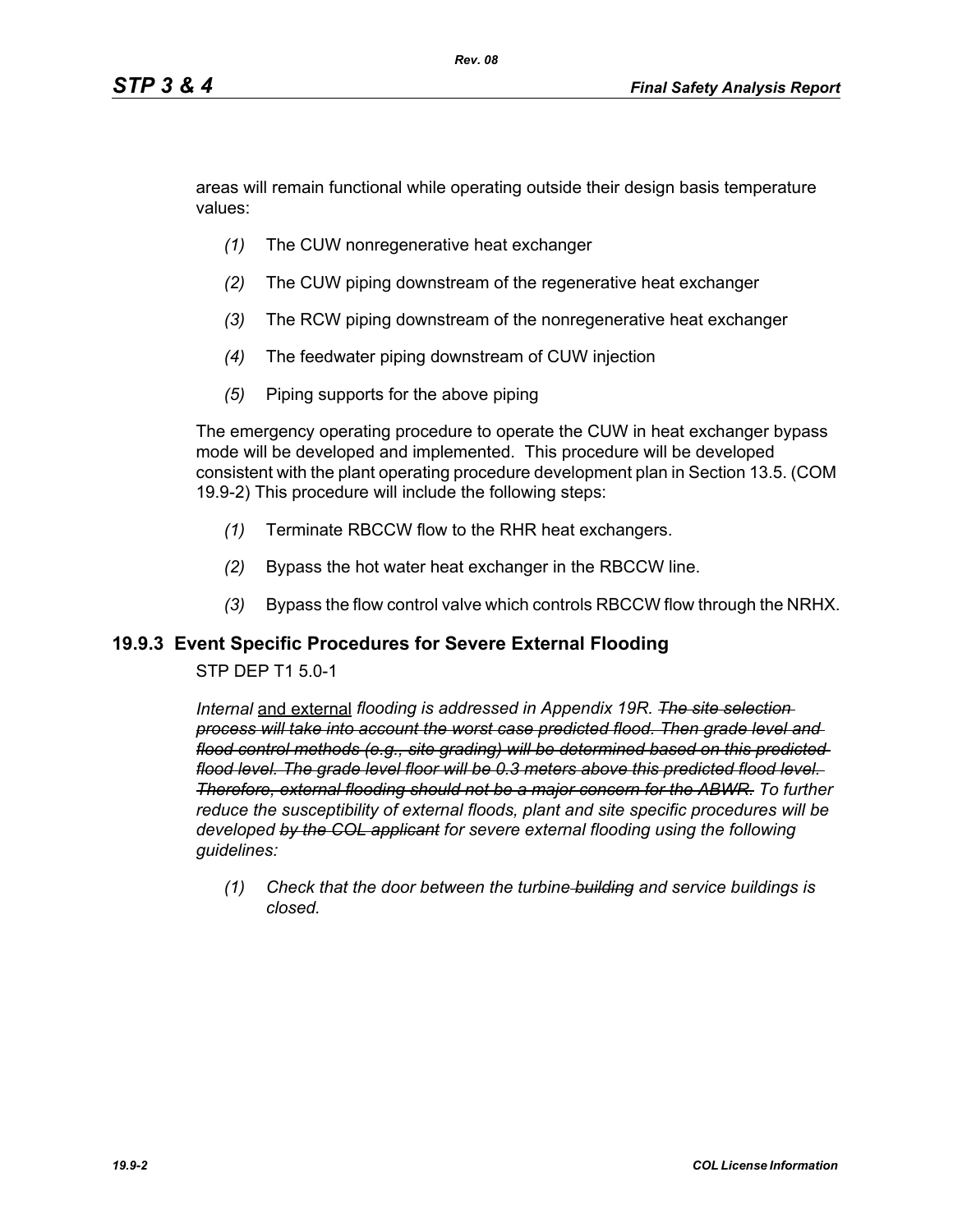areas will remain functional while operating outside their design basis temperature values:

*(1)* The CUW nonregenerative heat exchanger

*(2)* The CUW piping downstream of the regenerative heat exchanger

*(3)* The RCW piping downstream of the nonregenerative heat exchanger

*(4)* The feedwater piping downstream of CUW injection

*(5)* Piping supports for the above piping

The emergency operating procedure to operate the CUW in heat exchanger bypass mode will be developed and implemented. This procedure will be developed consistent with the plant operating procedure development plan in Section 13.5. (COM 19.9-2) This procedure will include the following steps:

*(1)* Terminate RBCCW flow to the RHR heat exchangers.

*(2)* Bypass the hot water heat exchanger in the RBCCW line.

*(3)* Bypass the flow control valve which controls RBCCW flow through the NRHX.

## 19.9.3 Event Specific Procedures for Severe External Flooding

STP DEP T1 5.0-1

*Internal* <u>and external</u> *flooding is addressed in Appendix 19R.* ~~*The site selection process will take into account the worst case predicted flood. Then grade level and flood control methods (e.g., site grading) will be determined based on this predicted flood level. The grade level floor will be 0.3 meters above this predicted flood level. Therefore, external flooding should not be a major concern for the ABWR.*~~ *To further reduce the susceptibility of external floods, plant and site specific procedures will be developed* ~~*by the COL applicant*~~ *for severe external flooding using the following guidelines:*

*(1) Check that the door between the turbine* ~~*building*~~ *and service buildings is closed.*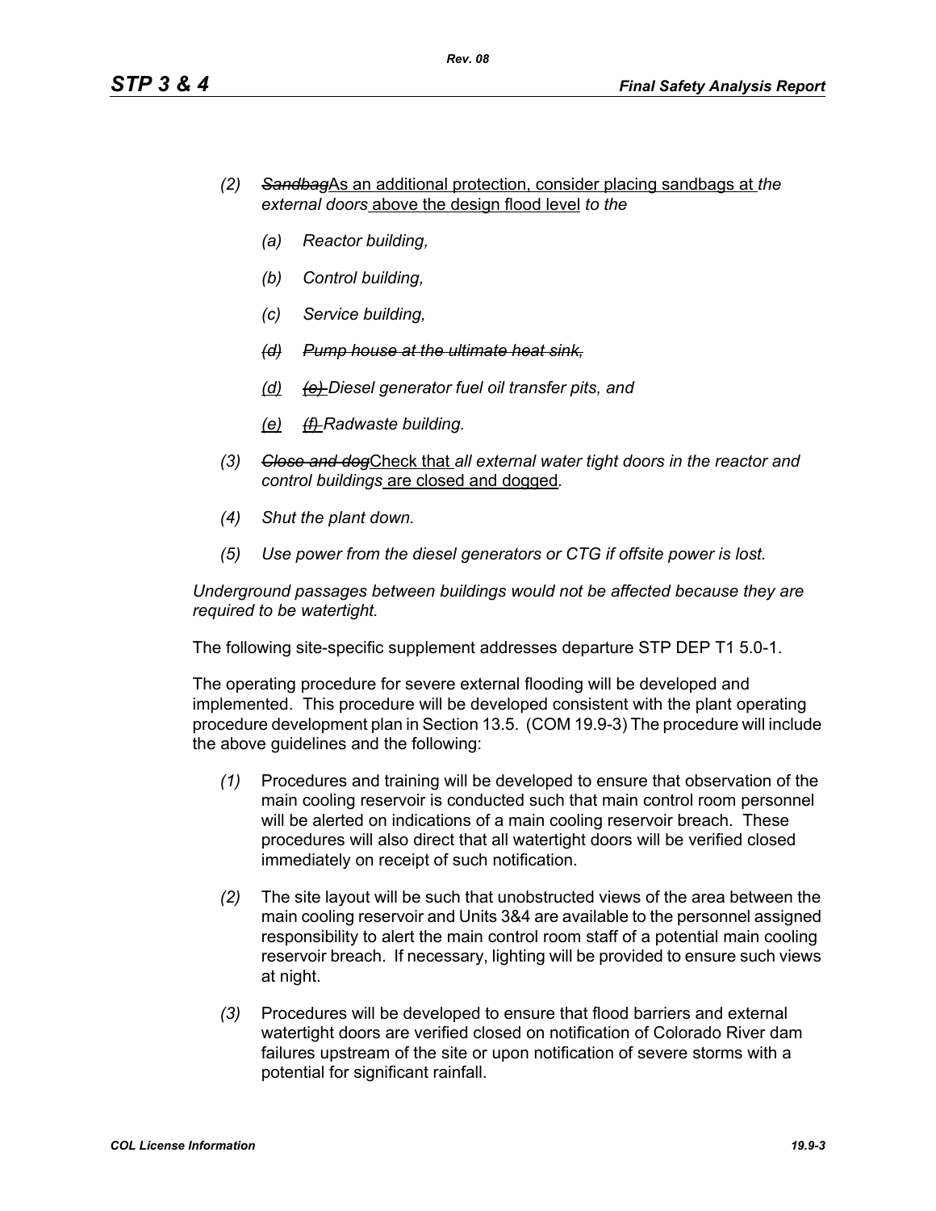*(2)* ~~*Sandbag*~~As an additional protection, consider placing sandbags at *the external doors* above the design flood level *to the*

*(a)* *Reactor building,*

*(b)* *Control building,*

*(c)* *Service building,*

~~*(d)*~~ ~~*Pump house at the ultimate heat sink,*~~

(d) ~~*(e)*~~ *Diesel generator fuel oil transfer pits, and*

(e) ~~*(f)*~~ *Radwaste building.*

*(3)* ~~*Close and dog*~~Check that *all external water tight doors in the reactor and control buildings* are closed and dogged*.*

*(4)* *Shut the plant down.*

*(5)* *Use power from the diesel generators or CTG if offsite power is lost.*

*Underground passages between buildings would not be affected because they are required to be watertight.*

The following site-specific supplement addresses departure STP DEP T1 5.0-1.

The operating procedure for severe external flooding will be developed and implemented. This procedure will be developed consistent with the plant operating procedure development plan in Section 13.5. (COM 19.9-3) The procedure will include the above guidelines and the following:

*(1)* Procedures and training will be developed to ensure that observation of the main cooling reservoir is conducted such that main control room personnel will be alerted on indications of a main cooling reservoir breach. These procedures will also direct that all watertight doors will be verified closed immediately on receipt of such notification.

*(2)* The site layout will be such that unobstructed views of the area between the main cooling reservoir and Units 3&4 are available to the personnel assigned responsibility to alert the main control room staff of a potential main cooling reservoir breach. If necessary, lighting will be provided to ensure such views at night.

*(3)* Procedures will be developed to ensure that flood barriers and external watertight doors are verified closed on notification of Colorado River dam failures upstream of the site or upon notification of severe storms with a potential for significant rainfall.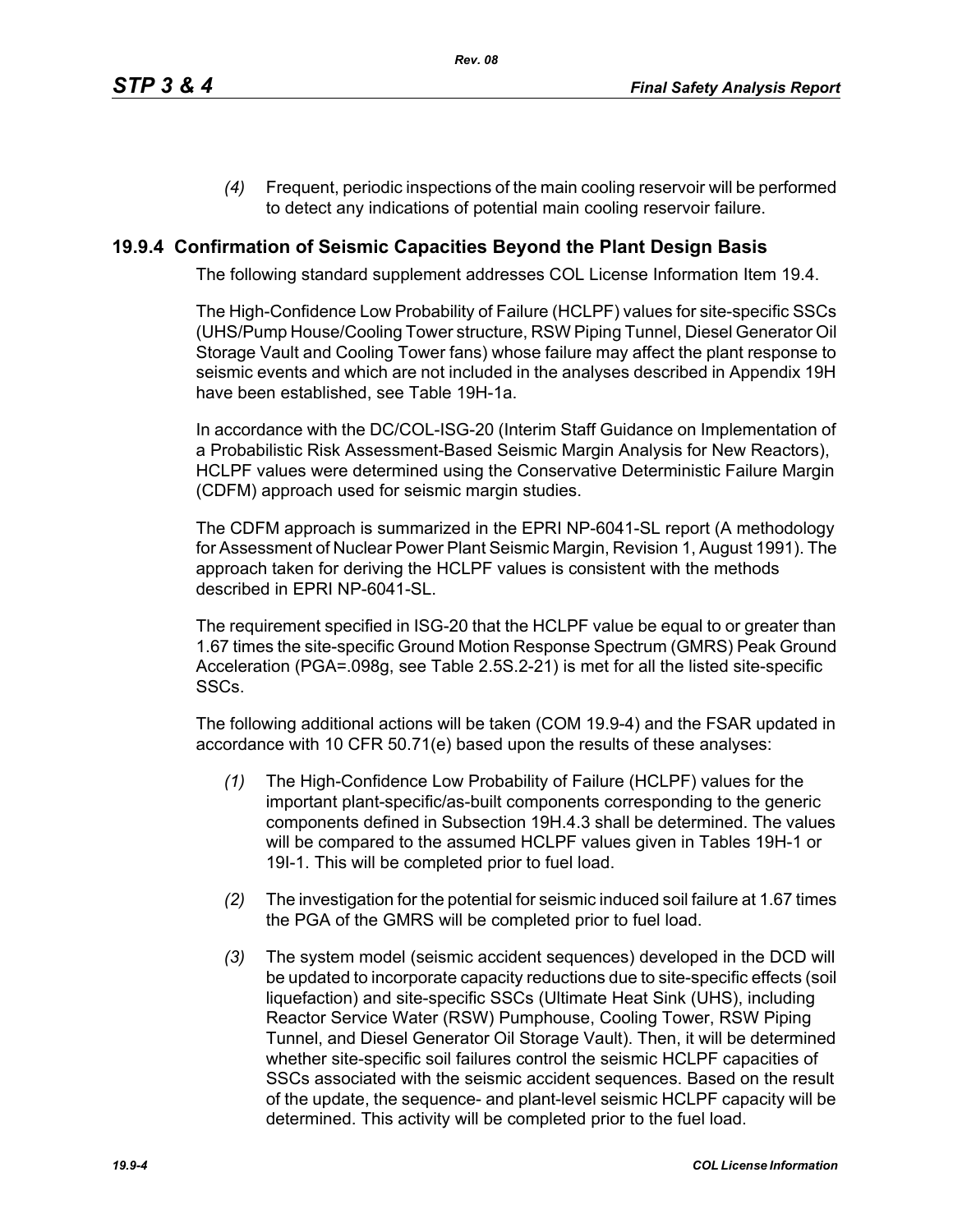*(4)* Frequent, periodic inspections of the main cooling reservoir will be performed to detect any indications of potential main cooling reservoir failure.

## 19.9.4 Confirmation of Seismic Capacities Beyond the Plant Design Basis

The following standard supplement addresses COL License Information Item 19.4.

The High-Confidence Low Probability of Failure (HCLPF) values for site-specific SSCs (UHS/Pump House/Cooling Tower structure, RSW Piping Tunnel, Diesel Generator Oil Storage Vault and Cooling Tower fans) whose failure may affect the plant response to seismic events and which are not included in the analyses described in Appendix 19H have been established, see Table 19H-1a.

In accordance with the DC/COL-ISG-20 (Interim Staff Guidance on Implementation of a Probabilistic Risk Assessment-Based Seismic Margin Analysis for New Reactors), HCLPF values were determined using the Conservative Deterministic Failure Margin (CDFM) approach used for seismic margin studies.

The CDFM approach is summarized in the EPRI NP-6041-SL report (A methodology for Assessment of Nuclear Power Plant Seismic Margin, Revision 1, August 1991). The approach taken for deriving the HCLPF values is consistent with the methods described in EPRI NP-6041-SL.

The requirement specified in ISG-20 that the HCLPF value be equal to or greater than 1.67 times the site-specific Ground Motion Response Spectrum (GMRS) Peak Ground Acceleration (PGA=.098g, see Table 2.5S.2-21) is met for all the listed site-specific SSCs.

The following additional actions will be taken (COM 19.9-4) and the FSAR updated in accordance with 10 CFR 50.71(e) based upon the results of these analyses:

*(1)* The High-Confidence Low Probability of Failure (HCLPF) values for the important plant-specific/as-built components corresponding to the generic components defined in Subsection 19H.4.3 shall be determined. The values will be compared to the assumed HCLPF values given in Tables 19H-1 or 19I-1. This will be completed prior to fuel load.

*(2)* The investigation for the potential for seismic induced soil failure at 1.67 times the PGA of the GMRS will be completed prior to fuel load.

*(3)* The system model (seismic accident sequences) developed in the DCD will be updated to incorporate capacity reductions due to site-specific effects (soil liquefaction) and site-specific SSCs (Ultimate Heat Sink (UHS), including Reactor Service Water (RSW) Pumphouse, Cooling Tower, RSW Piping Tunnel, and Diesel Generator Oil Storage Vault). Then, it will be determined whether site-specific soil failures control the seismic HCLPF capacities of SSCs associated with the seismic accident sequences. Based on the result of the update, the sequence- and plant-level seismic HCLPF capacity will be determined. This activity will be completed prior to the fuel load.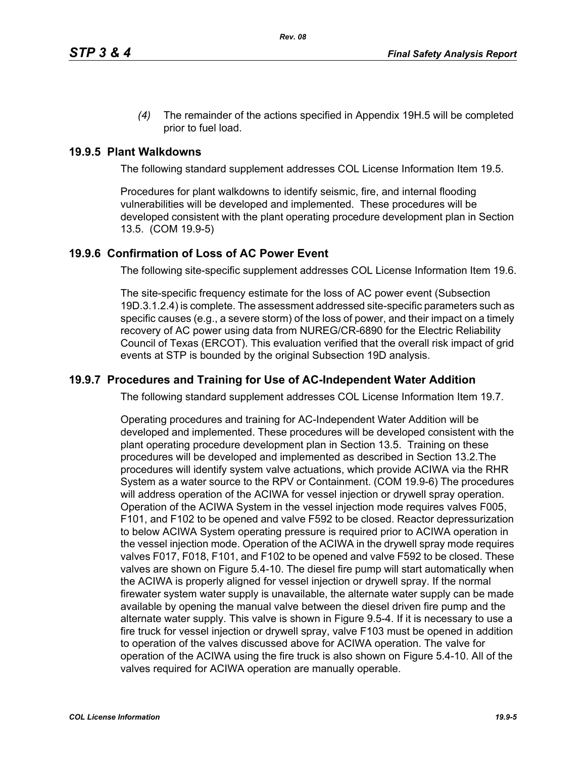*(4)* The remainder of the actions specified in Appendix 19H.5 will be completed prior to fuel load.

## 19.9.5 Plant Walkdowns

The following standard supplement addresses COL License Information Item 19.5.

Procedures for plant walkdowns to identify seismic, fire, and internal flooding vulnerabilities will be developed and implemented. These procedures will be developed consistent with the plant operating procedure development plan in Section 13.5. (COM 19.9-5)

## 19.9.6 Confirmation of Loss of AC Power Event

The following site-specific supplement addresses COL License Information Item 19.6.

The site-specific frequency estimate for the loss of AC power event (Subsection 19D.3.1.2.4) is complete. The assessment addressed site-specific parameters such as specific causes (e.g., a severe storm) of the loss of power, and their impact on a timely recovery of AC power using data from NUREG/CR-6890 for the Electric Reliability Council of Texas (ERCOT). This evaluation verified that the overall risk impact of grid events at STP is bounded by the original Subsection 19D analysis.

## 19.9.7 Procedures and Training for Use of AC-Independent Water Addition

The following standard supplement addresses COL License Information Item 19.7.

Operating procedures and training for AC-Independent Water Addition will be developed and implemented. These procedures will be developed consistent with the plant operating procedure development plan in Section 13.5. Training on these procedures will be developed and implemented as described in Section 13.2.The procedures will identify system valve actuations, which provide ACIWA via the RHR System as a water source to the RPV or Containment. (COM 19.9-6) The procedures will address operation of the ACIWA for vessel injection or drywell spray operation. Operation of the ACIWA System in the vessel injection mode requires valves F005, F101, and F102 to be opened and valve F592 to be closed. Reactor depressurization to below ACIWA System operating pressure is required prior to ACIWA operation in the vessel injection mode. Operation of the ACIWA in the drywell spray mode requires valves F017, F018, F101, and F102 to be opened and valve F592 to be closed. These valves are shown on Figure 5.4-10. The diesel fire pump will start automatically when the ACIWA is properly aligned for vessel injection or drywell spray. If the normal firewater system water supply is unavailable, the alternate water supply can be made available by opening the manual valve between the diesel driven fire pump and the alternate water supply. This valve is shown in Figure 9.5-4. If it is necessary to use a fire truck for vessel injection or drywell spray, valve F103 must be opened in addition to operation of the valves discussed above for ACIWA operation. The valve for operation of the ACIWA using the fire truck is also shown on Figure 5.4-10. All of the valves required for ACIWA operation are manually operable.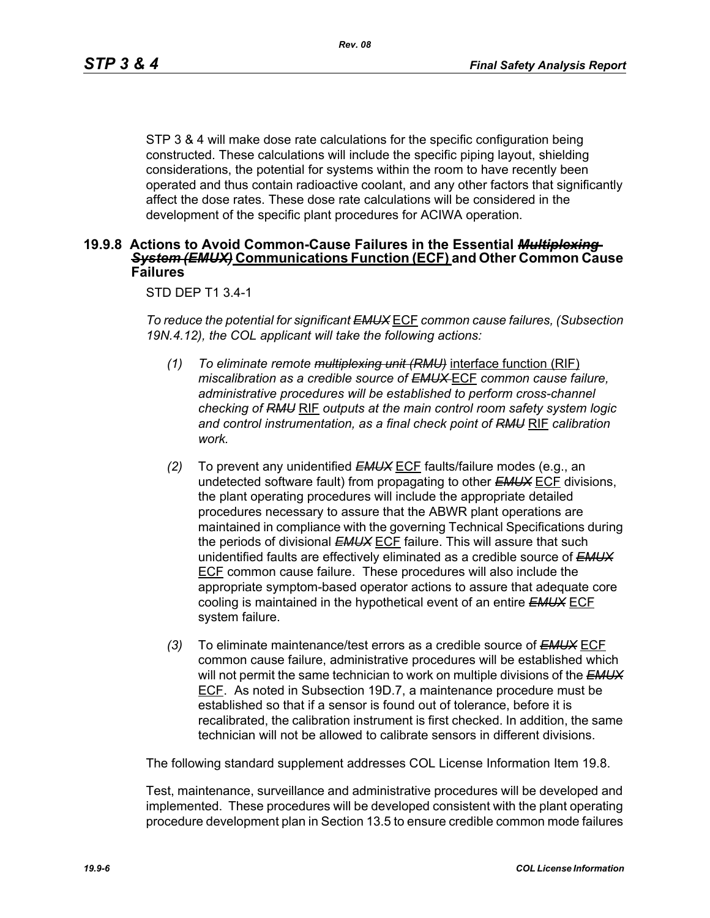STP 3 & 4 will make dose rate calculations for the specific configuration being constructed. These calculations will include the specific piping layout, shielding considerations, the potential for systems within the room to have recently been operated and thus contain radioactive coolant, and any other factors that significantly affect the dose rates. These dose rate calculations will be considered in the development of the specific plant procedures for ACIWA operation.

### 19.9.8 Actions to Avoid Common-Cause Failures in the Essential ~~*Multiplexing System (EMUX)*~~ Communications Function (ECF) and Other Common Cause Failures

STD DEP T1 3.4-1

*To reduce the potential for significant ~~EMUX~~* ECF *common cause failures, (Subsection 19N.4.12), the COL applicant will take the following actions:*

*(1) To eliminate remote ~~multiplexing unit (RMU)~~* interface function (RIF) *miscalibration as a credible source of ~~EMUX~~* ECF *common cause failure, administrative procedures will be established to perform cross-channel checking of ~~RMU~~* RIF *outputs at the main control room safety system logic and control instrumentation, as a final check point of ~~RMU~~* RIF *calibration work.*

*(2)* To prevent any unidentified ~~*EMUX*~~ ECF faults/failure modes (e.g., an undetected software fault) from propagating to other ~~*EMUX*~~ ECF divisions, the plant operating procedures will include the appropriate detailed procedures necessary to assure that the ABWR plant operations are maintained in compliance with the governing Technical Specifications during the periods of divisional ~~*EMUX*~~ ECF failure. This will assure that such unidentified faults are effectively eliminated as a credible source of ~~*EMUX*~~ ECF common cause failure. These procedures will also include the appropriate symptom-based operator actions to assure that adequate core cooling is maintained in the hypothetical event of an entire ~~*EMUX*~~ ECF system failure.

*(3)* To eliminate maintenance/test errors as a credible source of ~~*EMUX*~~ ECF common cause failure, administrative procedures will be established which will not permit the same technician to work on multiple divisions of the ~~*EMUX*~~ ECF. As noted in Subsection 19D.7, a maintenance procedure must be established so that if a sensor is found out of tolerance, before it is recalibrated, the calibration instrument is first checked. In addition, the same technician will not be allowed to calibrate sensors in different divisions.

The following standard supplement addresses COL License Information Item 19.8.

Test, maintenance, surveillance and administrative procedures will be developed and implemented. These procedures will be developed consistent with the plant operating procedure development plan in Section 13.5 to ensure credible common mode failures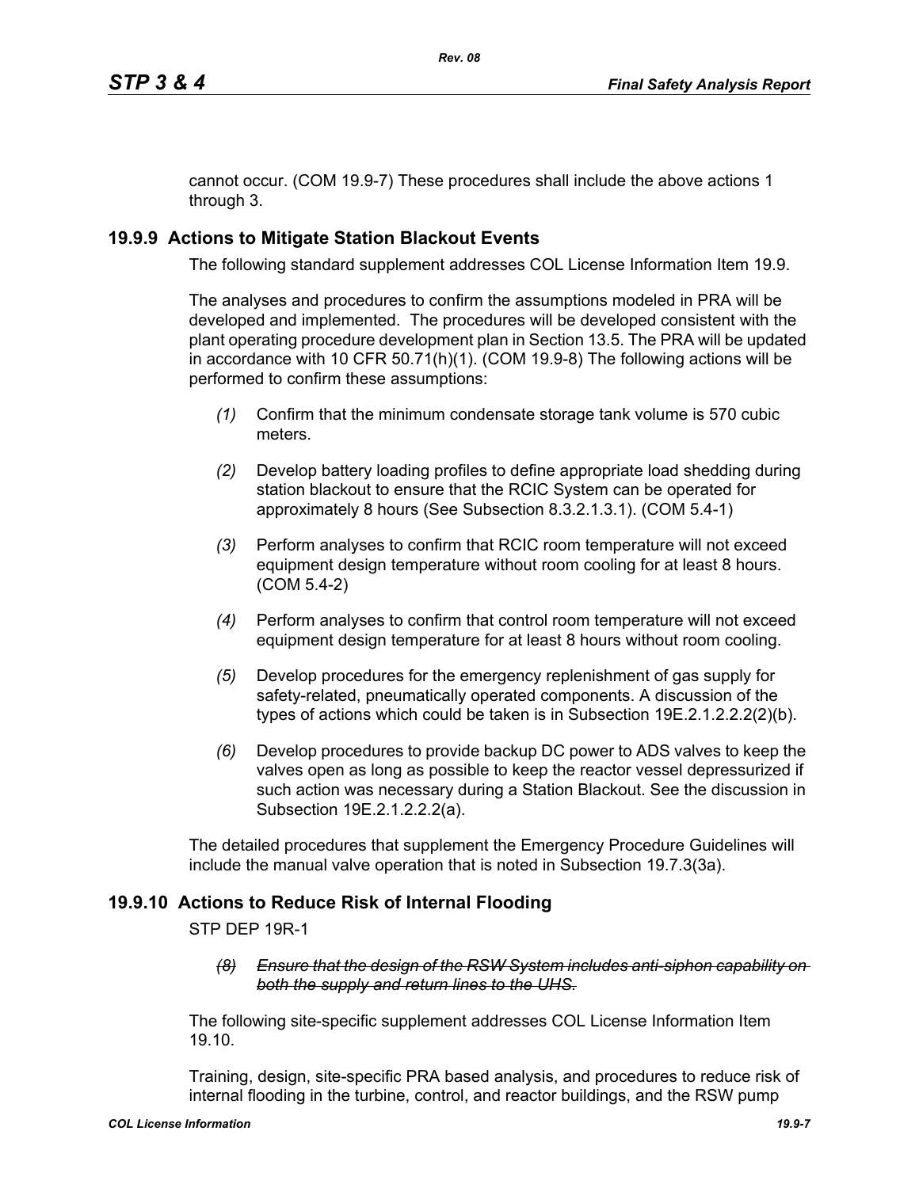cannot occur. (COM 19.9-7) These procedures shall include the above actions 1 through 3.

## 19.9.9 Actions to Mitigate Station Blackout Events

The following standard supplement addresses COL License Information Item 19.9.

The analyses and procedures to confirm the assumptions modeled in PRA will be developed and implemented. The procedures will be developed consistent with the plant operating procedure development plan in Section 13.5. The PRA will be updated in accordance with 10 CFR 50.71(h)(1). (COM 19.9-8) The following actions will be performed to confirm these assumptions:

*(1)* Confirm that the minimum condensate storage tank volume is 570 cubic meters.

*(2)* Develop battery loading profiles to define appropriate load shedding during station blackout to ensure that the RCIC System can be operated for approximately 8 hours (See Subsection 8.3.2.1.3.1). (COM 5.4-1)

*(3)* Perform analyses to confirm that RCIC room temperature will not exceed equipment design temperature without room cooling for at least 8 hours. (COM 5.4-2)

*(4)* Perform analyses to confirm that control room temperature will not exceed equipment design temperature for at least 8 hours without room cooling.

*(5)* Develop procedures for the emergency replenishment of gas supply for safety-related, pneumatically operated components. A discussion of the types of actions which could be taken is in Subsection 19E.2.1.2.2.2(2)(b).

*(6)* Develop procedures to provide backup DC power to ADS valves to keep the valves open as long as possible to keep the reactor vessel depressurized if such action was necessary during a Station Blackout. See the discussion in Subsection 19E.2.1.2.2.2(a).

The detailed procedures that supplement the Emergency Procedure Guidelines will include the manual valve operation that is noted in Subsection 19.7.3(3a).

## 19.9.10 Actions to Reduce Risk of Internal Flooding

STP DEP 19R-1

~~*(8) Ensure that the design of the RSW System includes anti-siphon capability on both the supply and return lines to the UHS.*~~

The following site-specific supplement addresses COL License Information Item 19.10.

Training, design, site-specific PRA based analysis, and procedures to reduce risk of internal flooding in the turbine, control, and reactor buildings, and the RSW pump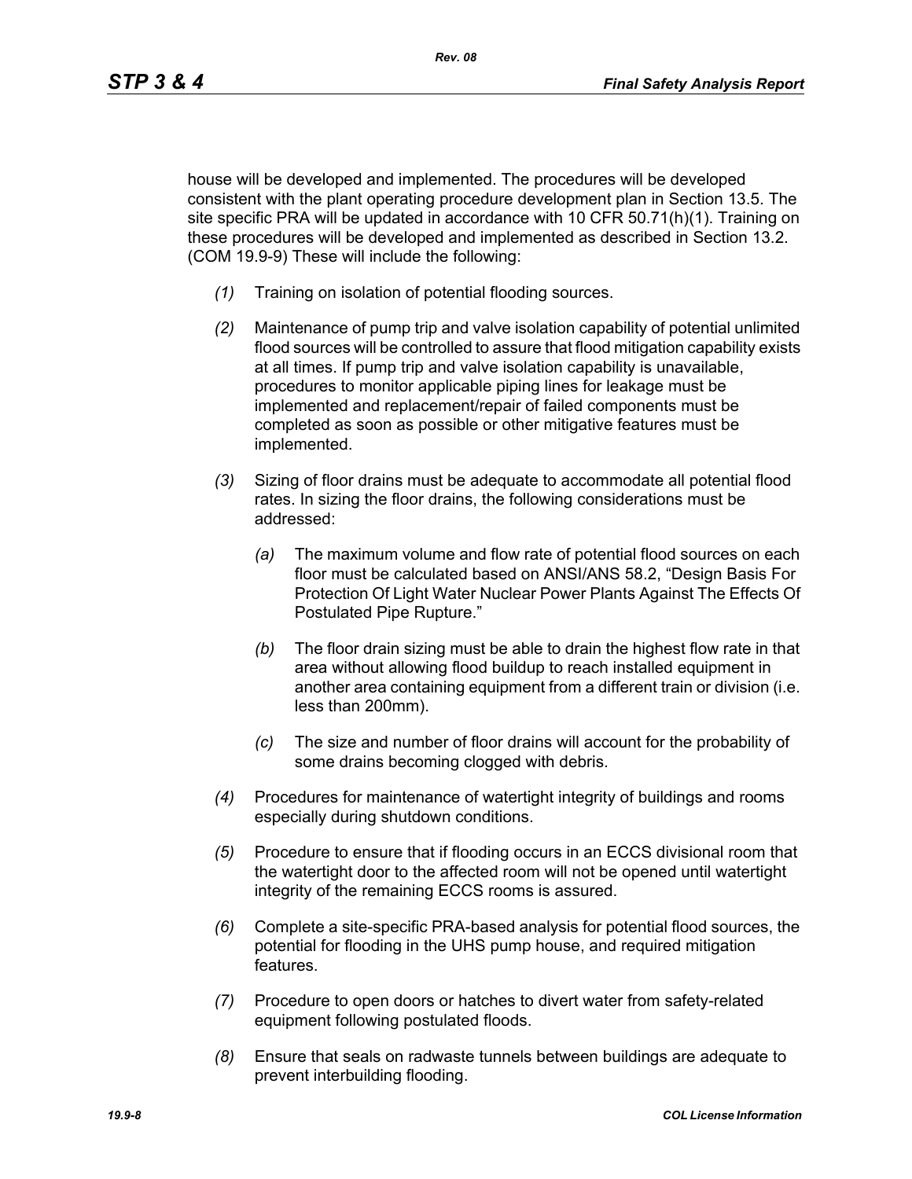house will be developed and implemented. The procedures will be developed consistent with the plant operating procedure development plan in Section 13.5. The site specific PRA will be updated in accordance with 10 CFR 50.71(h)(1). Training on these procedures will be developed and implemented as described in Section 13.2. (COM 19.9-9) These will include the following:

*(1)* Training on isolation of potential flooding sources.

*(2)* Maintenance of pump trip and valve isolation capability of potential unlimited flood sources will be controlled to assure that flood mitigation capability exists at all times. If pump trip and valve isolation capability is unavailable, procedures to monitor applicable piping lines for leakage must be implemented and replacement/repair of failed components must be completed as soon as possible or other mitigative features must be implemented.

*(3)* Sizing of floor drains must be adequate to accommodate all potential flood rates. In sizing the floor drains, the following considerations must be addressed:

  *(a)* The maximum volume and flow rate of potential flood sources on each floor must be calculated based on ANSI/ANS 58.2, "Design Basis For Protection Of Light Water Nuclear Power Plants Against The Effects Of Postulated Pipe Rupture."

  *(b)* The floor drain sizing must be able to drain the highest flow rate in that area without allowing flood buildup to reach installed equipment in another area containing equipment from a different train or division (i.e. less than 200mm).

  *(c)* The size and number of floor drains will account for the probability of some drains becoming clogged with debris.

*(4)* Procedures for maintenance of watertight integrity of buildings and rooms especially during shutdown conditions.

*(5)* Procedure to ensure that if flooding occurs in an ECCS divisional room that the watertight door to the affected room will not be opened until watertight integrity of the remaining ECCS rooms is assured.

*(6)* Complete a site-specific PRA-based analysis for potential flood sources, the potential for flooding in the UHS pump house, and required mitigation features.

*(7)* Procedure to open doors or hatches to divert water from safety-related equipment following postulated floods.

*(8)* Ensure that seals on radwaste tunnels between buildings are adequate to prevent interbuilding flooding.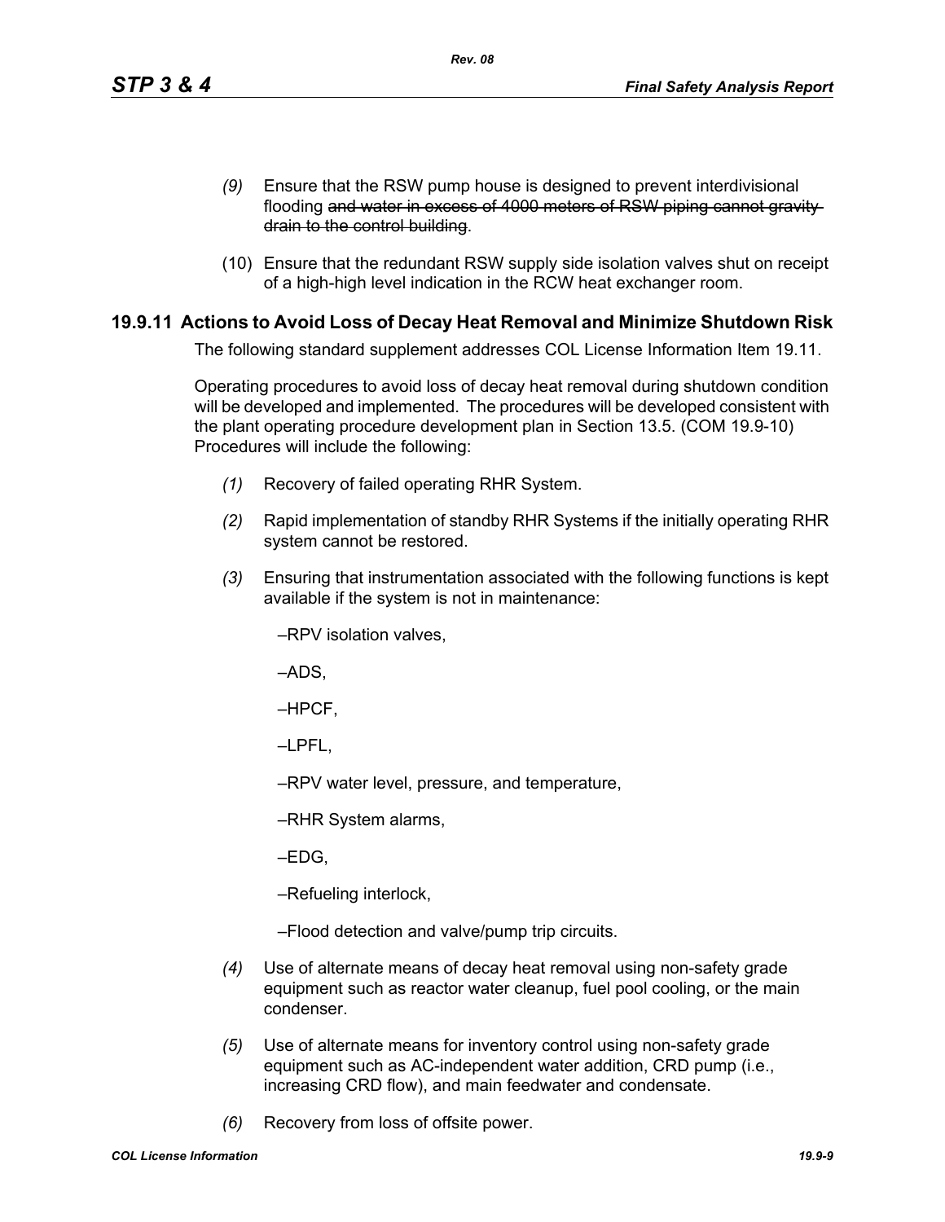*(9)* Ensure that the RSW pump house is designed to prevent interdivisional flooding ~~and water in excess of 4000 meters of RSW piping cannot gravity drain to the control building~~.

(10) Ensure that the redundant RSW supply side isolation valves shut on receipt of a high-high level indication in the RCW heat exchanger room.

## 19.9.11 Actions to Avoid Loss of Decay Heat Removal and Minimize Shutdown Risk

The following standard supplement addresses COL License Information Item 19.11.

Operating procedures to avoid loss of decay heat removal during shutdown condition will be developed and implemented. The procedures will be developed consistent with the plant operating procedure development plan in Section 13.5. (COM 19.9-10) Procedures will include the following:

*(1)* Recovery of failed operating RHR System.

*(2)* Rapid implementation of standby RHR Systems if the initially operating RHR system cannot be restored.

*(3)* Ensuring that instrumentation associated with the following functions is kept available if the system is not in maintenance:

–RPV isolation valves,

–ADS,

–HPCF,

–LPFL,

–RPV water level, pressure, and temperature,

–RHR System alarms,

–EDG,

–Refueling interlock,

–Flood detection and valve/pump trip circuits.

*(4)* Use of alternate means of decay heat removal using non-safety grade equipment such as reactor water cleanup, fuel pool cooling, or the main condenser.

*(5)* Use of alternate means for inventory control using non-safety grade equipment such as AC-independent water addition, CRD pump (i.e., increasing CRD flow), and main feedwater and condensate.

*(6)* Recovery from loss of offsite power.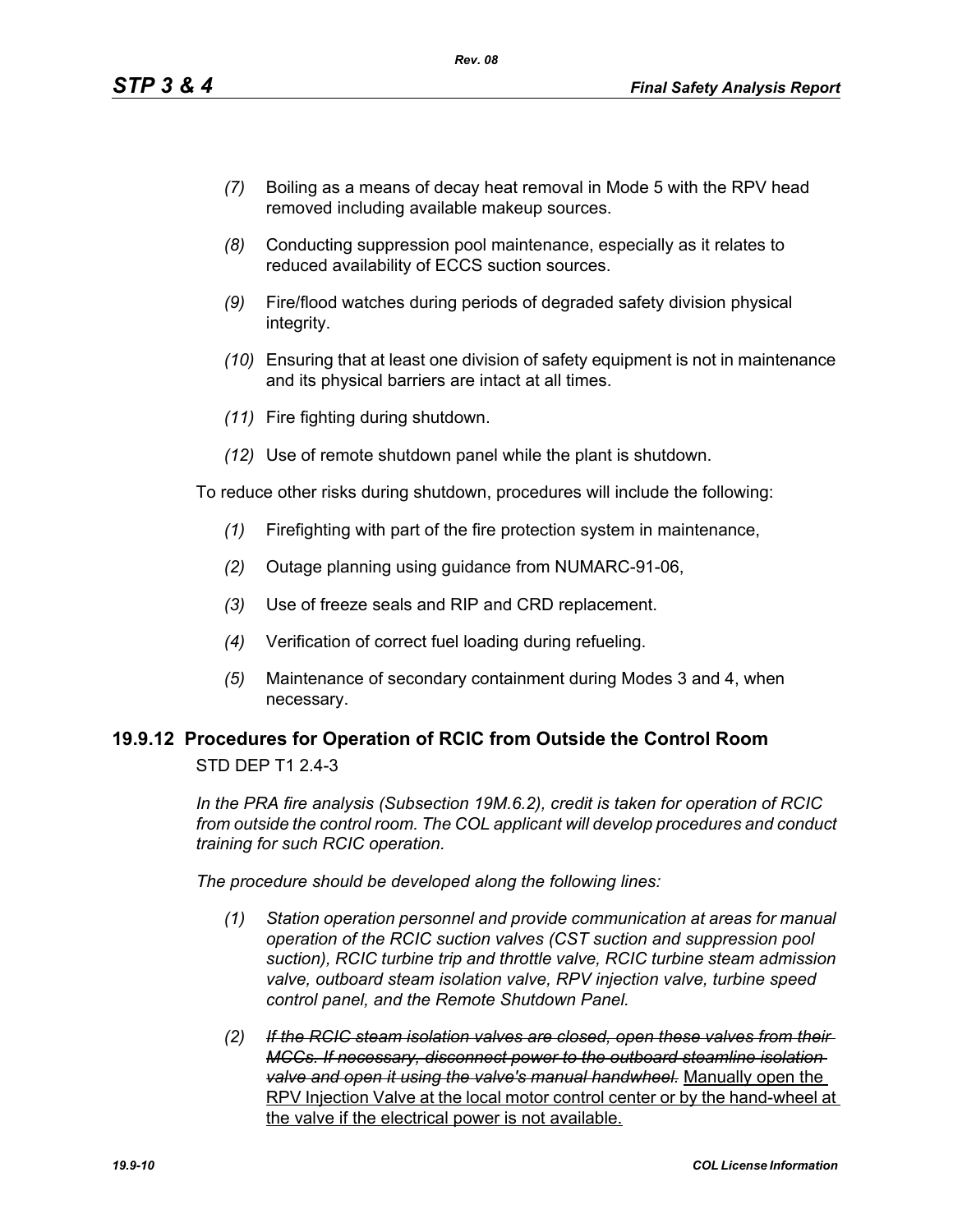*(7)* Boiling as a means of decay heat removal in Mode 5 with the RPV head removed including available makeup sources.

*(8)* Conducting suppression pool maintenance, especially as it relates to reduced availability of ECCS suction sources.

*(9)* Fire/flood watches during periods of degraded safety division physical integrity.

*(10)* Ensuring that at least one division of safety equipment is not in maintenance and its physical barriers are intact at all times.

*(11)* Fire fighting during shutdown.

*(12)* Use of remote shutdown panel while the plant is shutdown.

To reduce other risks during shutdown, procedures will include the following:

*(1)* Firefighting with part of the fire protection system in maintenance,

*(2)* Outage planning using guidance from NUMARC-91-06,

*(3)* Use of freeze seals and RIP and CRD replacement.

*(4)* Verification of correct fuel loading during refueling.

*(5)* Maintenance of secondary containment during Modes 3 and 4, when necessary.

## 19.9.12 Procedures for Operation of RCIC from Outside the Control Room

STD DEP T1 2.4-3

*In the PRA fire analysis (Subsection 19M.6.2), credit is taken for operation of RCIC from outside the control room. The COL applicant will develop procedures and conduct training for such RCIC operation.*

*The procedure should be developed along the following lines:*

*(1) Station operation personnel and provide communication at areas for manual operation of the RCIC suction valves (CST suction and suppression pool suction), RCIC turbine trip and throttle valve, RCIC turbine steam admission valve, outboard steam isolation valve, RPV injection valve, turbine speed control panel, and the Remote Shutdown Panel.*

*(2)* ~~*If the RCIC steam isolation valves are closed, open these valves from their MCCs. If necessary, disconnect power to the outboard steamline isolation valve and open it using the valve's manual handwheel.*~~ <u>Manually open the RPV Injection Valve at the local motor control center or by the hand-wheel at the valve if the electrical power is not available.</u>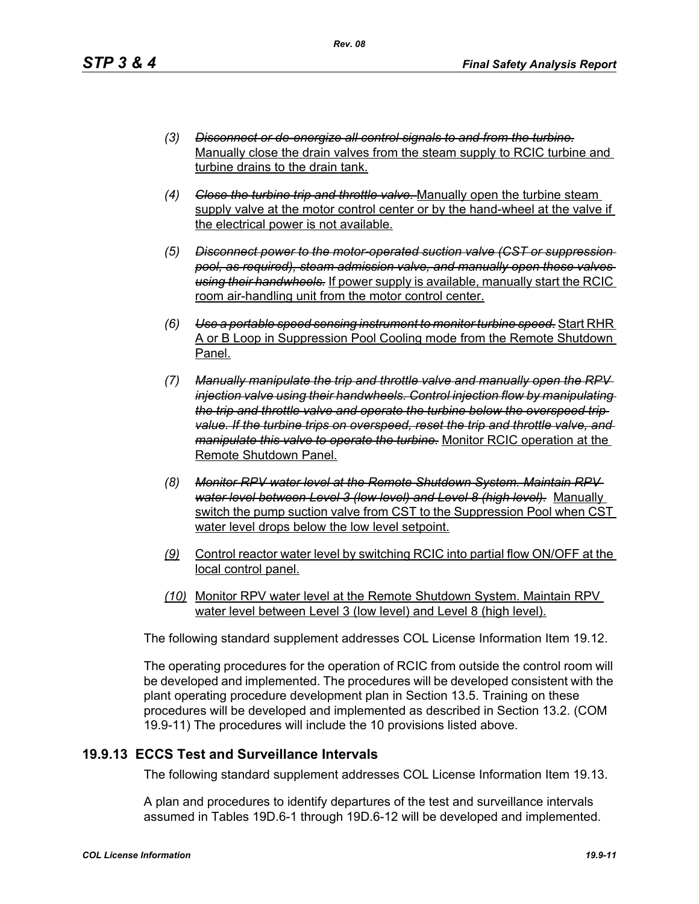(3) ~~*Disconnect or de-energize all control signals to and from the turbine.*~~ <u>Manually close the drain valves from the steam supply to RCIC turbine and turbine drains to the drain tank.</u>

(4) ~~*Close the turbine trip and throttle valve.*~~ <u>Manually open the turbine steam supply valve at the motor control center or by the hand-wheel at the valve if the electrical power is not available.</u>

(5) ~~*Disconnect power to the motor-operated suction valve (CST or suppression pool, as required), steam admission valve, and manually open these valves using their handwheels.*~~ <u>If power supply is available, manually start the RCIC room air-handling unit from the motor control center.</u>

(6) ~~*Use a portable speed sensing instrument to monitor turbine speed.*~~ <u>Start RHR A or B Loop in Suppression Pool Cooling mode from the Remote Shutdown Panel.</u>

(7) ~~*Manually manipulate the trip and throttle valve and manually open the RPV injection valve using their handwheels. Control injection flow by manipulating the trip and throttle valve and operate the turbine below the overspeed trip value. If the turbine trips on overspeed, reset the trip and throttle valve, and manipulate this valve to operate the turbine.*~~ <u>Monitor RCIC operation at the Remote Shutdown Panel.</u>

(8) ~~*Monitor RPV water level at the Remote Shutdown System. Maintain RPV water level between Level 3 (low level) and Level 8 (high level).*~~ <u>Manually switch the pump suction valve from CST to the Suppression Pool when CST water level drops below the low level setpoint.</u>

<u>(9)</u> <u>Control reactor water level by switching RCIC into partial flow ON/OFF at the local control panel.</u>

<u>(10)</u> <u>Monitor RPV water level at the Remote Shutdown System. Maintain RPV water level between Level 3 (low level) and Level 8 (high level).</u>

The following standard supplement addresses COL License Information Item 19.12.

The operating procedures for the operation of RCIC from outside the control room will be developed and implemented. The procedures will be developed consistent with the plant operating procedure development plan in Section 13.5. Training on these procedures will be developed and implemented as described in Section 13.2. (COM 19.9-11) The procedures will include the 10 provisions listed above.

## 19.9.13 ECCS Test and Surveillance Intervals

The following standard supplement addresses COL License Information Item 19.13.

A plan and procedures to identify departures of the test and surveillance intervals assumed in Tables 19D.6-1 through 19D.6-12 will be developed and implemented.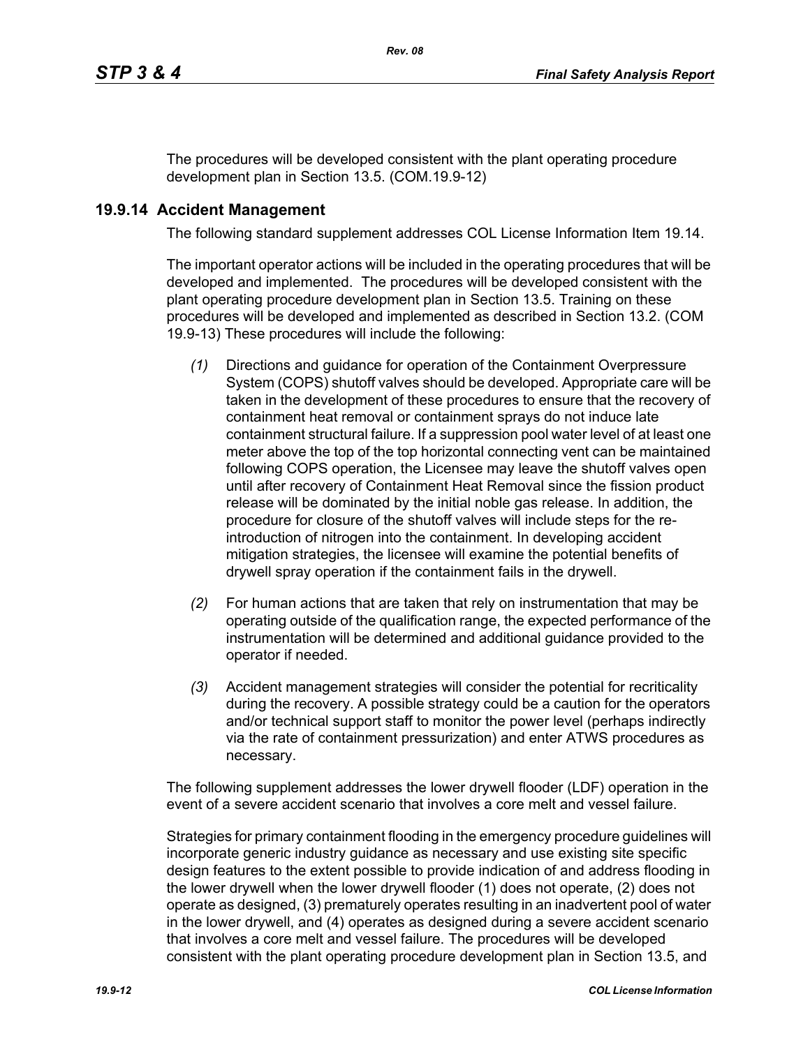The procedures will be developed consistent with the plant operating procedure development plan in Section 13.5. (COM.19.9-12)

## 19.9.14 Accident Management

The following standard supplement addresses COL License Information Item 19.14.

The important operator actions will be included in the operating procedures that will be developed and implemented. The procedures will be developed consistent with the plant operating procedure development plan in Section 13.5. Training on these procedures will be developed and implemented as described in Section 13.2. (COM 19.9-13) These procedures will include the following:

*(1)* Directions and guidance for operation of the Containment Overpressure System (COPS) shutoff valves should be developed. Appropriate care will be taken in the development of these procedures to ensure that the recovery of containment heat removal or containment sprays do not induce late containment structural failure. If a suppression pool water level of at least one meter above the top of the top horizontal connecting vent can be maintained following COPS operation, the Licensee may leave the shutoff valves open until after recovery of Containment Heat Removal since the fission product release will be dominated by the initial noble gas release. In addition, the procedure for closure of the shutoff valves will include steps for the re-introduction of nitrogen into the containment. In developing accident mitigation strategies, the licensee will examine the potential benefits of drywell spray operation if the containment fails in the drywell.

*(2)* For human actions that are taken that rely on instrumentation that may be operating outside of the qualification range, the expected performance of the instrumentation will be determined and additional guidance provided to the operator if needed.

*(3)* Accident management strategies will consider the potential for recriticality during the recovery. A possible strategy could be a caution for the operators and/or technical support staff to monitor the power level (perhaps indirectly via the rate of containment pressurization) and enter ATWS procedures as necessary.

The following supplement addresses the lower drywell flooder (LDF) operation in the event of a severe accident scenario that involves a core melt and vessel failure.

Strategies for primary containment flooding in the emergency procedure guidelines will incorporate generic industry guidance as necessary and use existing site specific design features to the extent possible to provide indication of and address flooding in the lower drywell when the lower drywell flooder (1) does not operate, (2) does not operate as designed, (3) prematurely operates resulting in an inadvertent pool of water in the lower drywell, and (4) operates as designed during a severe accident scenario that involves a core melt and vessel failure. The procedures will be developed consistent with the plant operating procedure development plan in Section 13.5, and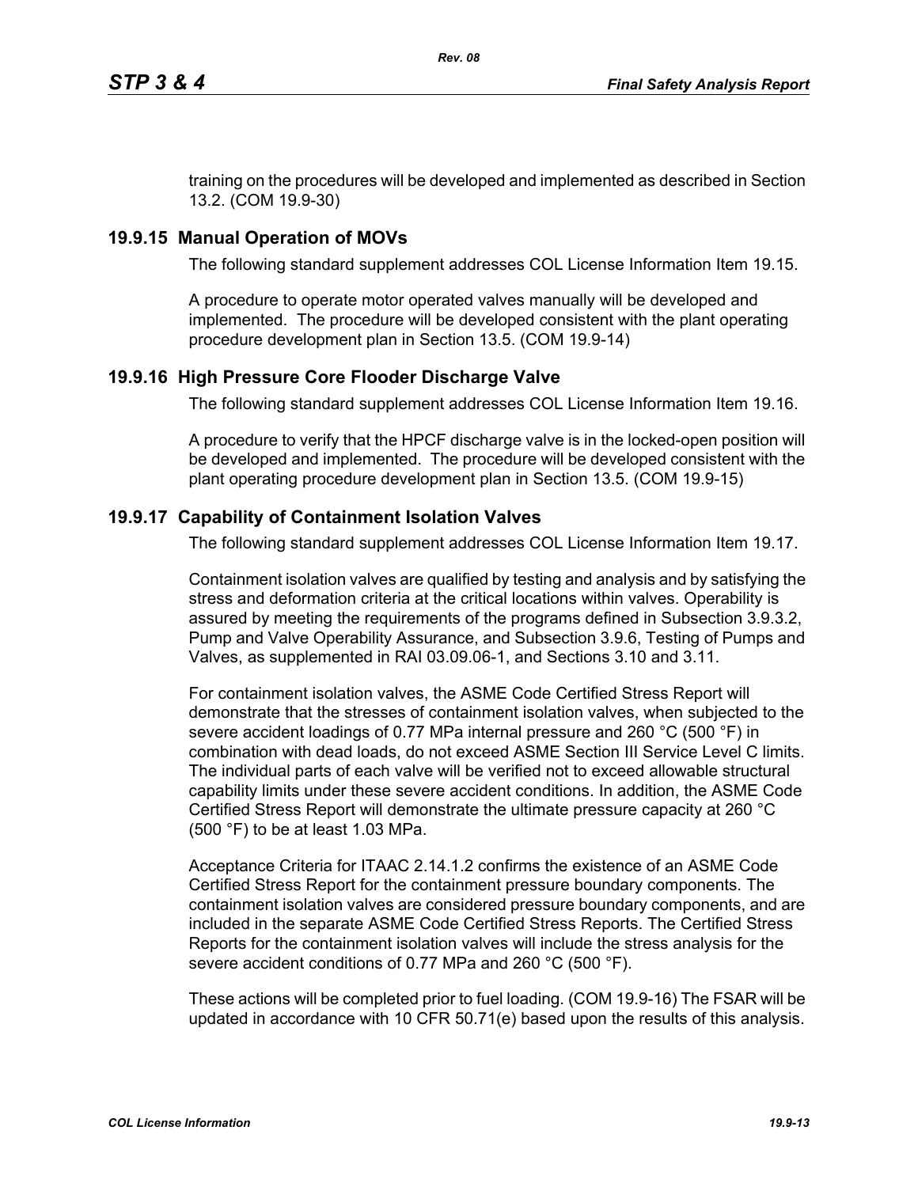training on the procedures will be developed and implemented as described in Section 13.2. (COM 19.9-30)

## 19.9.15 Manual Operation of MOVs

The following standard supplement addresses COL License Information Item 19.15.

A procedure to operate motor operated valves manually will be developed and implemented. The procedure will be developed consistent with the plant operating procedure development plan in Section 13.5. (COM 19.9-14)

## 19.9.16 High Pressure Core Flooder Discharge Valve

The following standard supplement addresses COL License Information Item 19.16.

A procedure to verify that the HPCF discharge valve is in the locked-open position will be developed and implemented. The procedure will be developed consistent with the plant operating procedure development plan in Section 13.5. (COM 19.9-15)

## 19.9.17 Capability of Containment Isolation Valves

The following standard supplement addresses COL License Information Item 19.17.

Containment isolation valves are qualified by testing and analysis and by satisfying the stress and deformation criteria at the critical locations within valves. Operability is assured by meeting the requirements of the programs defined in Subsection 3.9.3.2, Pump and Valve Operability Assurance, and Subsection 3.9.6, Testing of Pumps and Valves, as supplemented in RAI 03.09.06-1, and Sections 3.10 and 3.11.

For containment isolation valves, the ASME Code Certified Stress Report will demonstrate that the stresses of containment isolation valves, when subjected to the severe accident loadings of 0.77 MPa internal pressure and 260 °C (500 °F) in combination with dead loads, do not exceed ASME Section III Service Level C limits. The individual parts of each valve will be verified not to exceed allowable structural capability limits under these severe accident conditions. In addition, the ASME Code Certified Stress Report will demonstrate the ultimate pressure capacity at 260 °C (500 °F) to be at least 1.03 MPa.

Acceptance Criteria for ITAAC 2.14.1.2 confirms the existence of an ASME Code Certified Stress Report for the containment pressure boundary components. The containment isolation valves are considered pressure boundary components, and are included in the separate ASME Code Certified Stress Reports. The Certified Stress Reports for the containment isolation valves will include the stress analysis for the severe accident conditions of 0.77 MPa and 260 °C (500 °F).

These actions will be completed prior to fuel loading. (COM 19.9-16) The FSAR will be updated in accordance with 10 CFR 50.71(e) based upon the results of this analysis.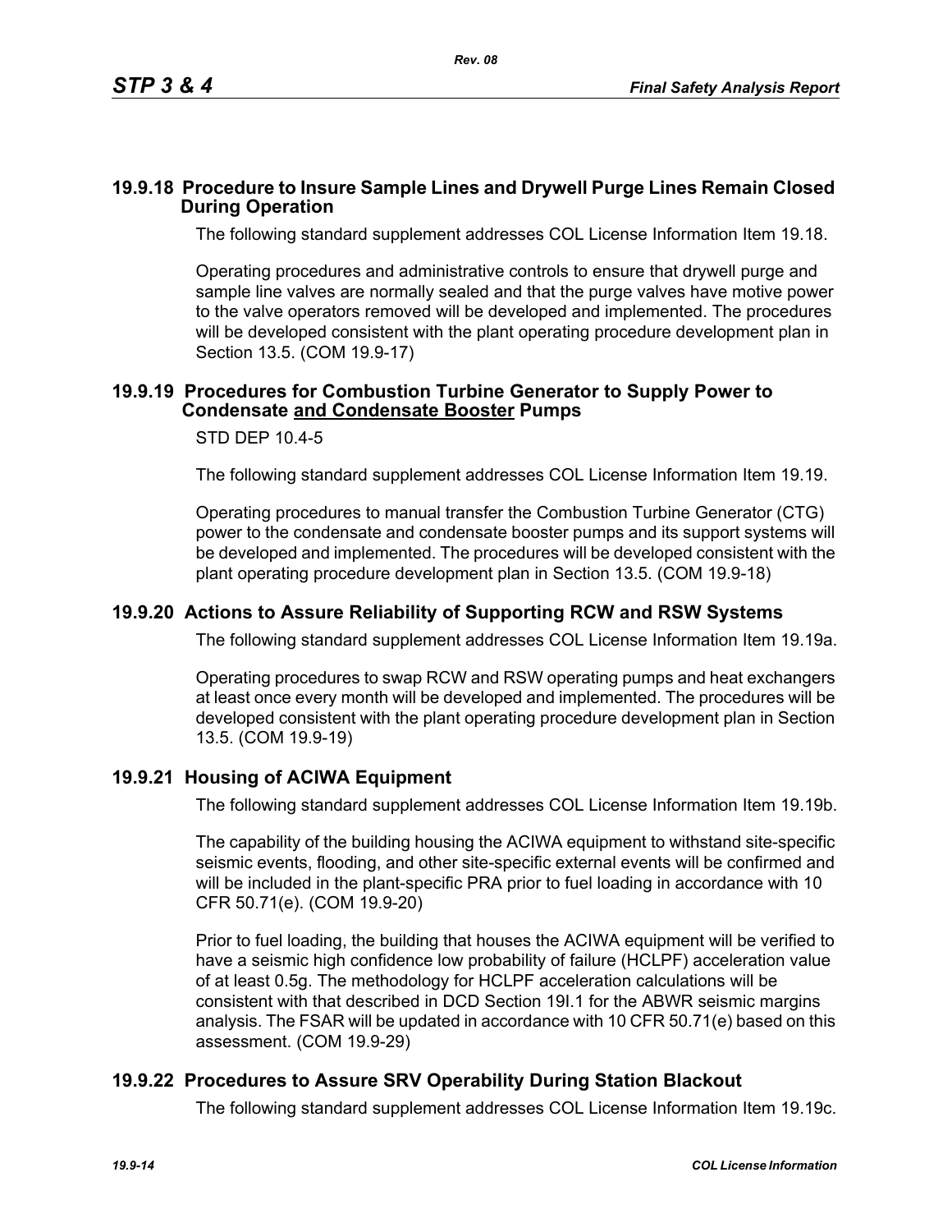## 19.9.18 Procedure to Insure Sample Lines and Drywell Purge Lines Remain Closed During Operation

The following standard supplement addresses COL License Information Item 19.18.

Operating procedures and administrative controls to ensure that drywell purge and sample line valves are normally sealed and that the purge valves have motive power to the valve operators removed will be developed and implemented. The procedures will be developed consistent with the plant operating procedure development plan in Section 13.5. (COM 19.9-17)

## 19.9.19 Procedures for Combustion Turbine Generator to Supply Power to Condensate and Condensate Booster Pumps

STD DEP 10.4-5

The following standard supplement addresses COL License Information Item 19.19.

Operating procedures to manual transfer the Combustion Turbine Generator (CTG) power to the condensate and condensate booster pumps and its support systems will be developed and implemented. The procedures will be developed consistent with the plant operating procedure development plan in Section 13.5. (COM 19.9-18)

## 19.9.20 Actions to Assure Reliability of Supporting RCW and RSW Systems

The following standard supplement addresses COL License Information Item 19.19a.

Operating procedures to swap RCW and RSW operating pumps and heat exchangers at least once every month will be developed and implemented. The procedures will be developed consistent with the plant operating procedure development plan in Section 13.5. (COM 19.9-19)

## 19.9.21 Housing of ACIWA Equipment

The following standard supplement addresses COL License Information Item 19.19b.

The capability of the building housing the ACIWA equipment to withstand site-specific seismic events, flooding, and other site-specific external events will be confirmed and will be included in the plant-specific PRA prior to fuel loading in accordance with 10 CFR 50.71(e). (COM 19.9-20)

Prior to fuel loading, the building that houses the ACIWA equipment will be verified to have a seismic high confidence low probability of failure (HCLPF) acceleration value of at least 0.5g. The methodology for HCLPF acceleration calculations will be consistent with that described in DCD Section 19I.1 for the ABWR seismic margins analysis. The FSAR will be updated in accordance with 10 CFR 50.71(e) based on this assessment. (COM 19.9-29)

## 19.9.22 Procedures to Assure SRV Operability During Station Blackout

The following standard supplement addresses COL License Information Item 19.19c.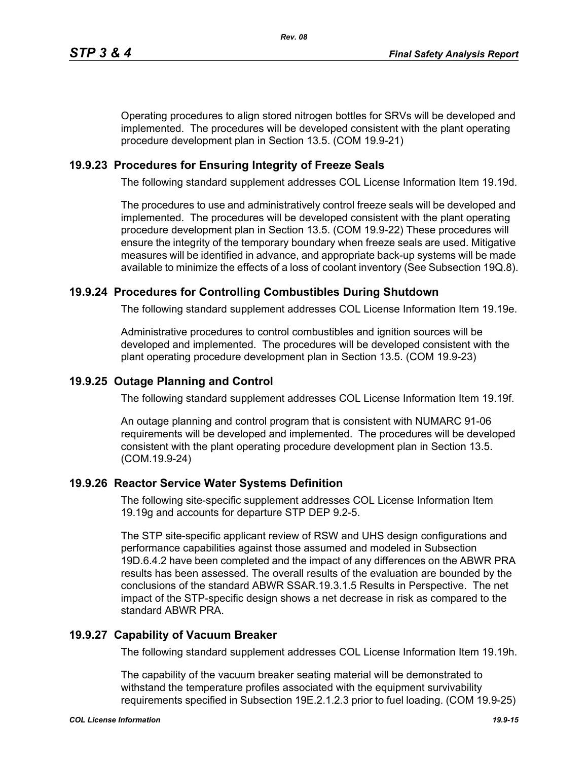Operating procedures to align stored nitrogen bottles for SRVs will be developed and implemented. The procedures will be developed consistent with the plant operating procedure development plan in Section 13.5. (COM 19.9-21)

## 19.9.23 Procedures for Ensuring Integrity of Freeze Seals

The following standard supplement addresses COL License Information Item 19.19d.

The procedures to use and administratively control freeze seals will be developed and implemented. The procedures will be developed consistent with the plant operating procedure development plan in Section 13.5. (COM 19.9-22) These procedures will ensure the integrity of the temporary boundary when freeze seals are used. Mitigative measures will be identified in advance, and appropriate back-up systems will be made available to minimize the effects of a loss of coolant inventory (See Subsection 19Q.8).

## 19.9.24 Procedures for Controlling Combustibles During Shutdown

The following standard supplement addresses COL License Information Item 19.19e.

Administrative procedures to control combustibles and ignition sources will be developed and implemented. The procedures will be developed consistent with the plant operating procedure development plan in Section 13.5. (COM 19.9-23)

## 19.9.25 Outage Planning and Control

The following standard supplement addresses COL License Information Item 19.19f.

An outage planning and control program that is consistent with NUMARC 91-06 requirements will be developed and implemented. The procedures will be developed consistent with the plant operating procedure development plan in Section 13.5. (COM.19.9-24)

## 19.9.26 Reactor Service Water Systems Definition

The following site-specific supplement addresses COL License Information Item 19.19g and accounts for departure STP DEP 9.2-5.

The STP site-specific applicant review of RSW and UHS design configurations and performance capabilities against those assumed and modeled in Subsection 19D.6.4.2 have been completed and the impact of any differences on the ABWR PRA results has been assessed. The overall results of the evaluation are bounded by the conclusions of the standard ABWR SSAR.19.3.1.5 Results in Perspective. The net impact of the STP-specific design shows a net decrease in risk as compared to the standard ABWR PRA.

## 19.9.27 Capability of Vacuum Breaker

The following standard supplement addresses COL License Information Item 19.19h.

The capability of the vacuum breaker seating material will be demonstrated to withstand the temperature profiles associated with the equipment survivability requirements specified in Subsection 19E.2.1.2.3 prior to fuel loading. (COM 19.9-25)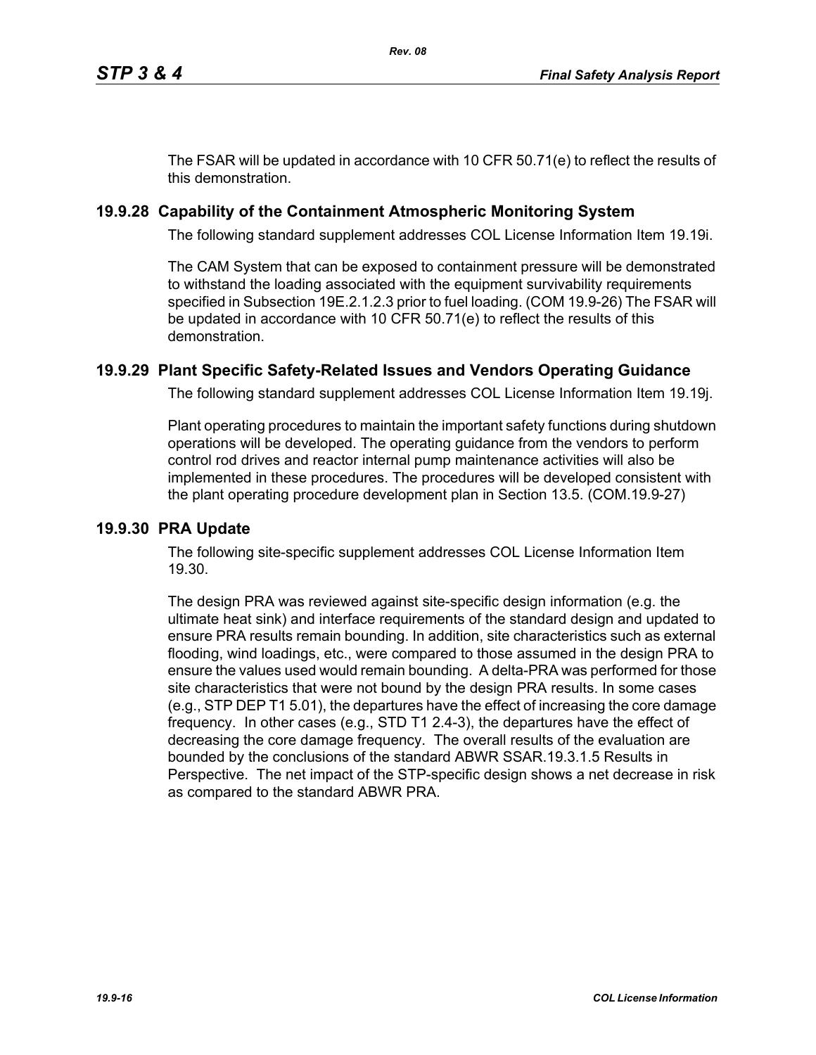The FSAR will be updated in accordance with 10 CFR 50.71(e) to reflect the results of this demonstration.

## 19.9.28 Capability of the Containment Atmospheric Monitoring System

The following standard supplement addresses COL License Information Item 19.19i.

The CAM System that can be exposed to containment pressure will be demonstrated to withstand the loading associated with the equipment survivability requirements specified in Subsection 19E.2.1.2.3 prior to fuel loading. (COM 19.9-26) The FSAR will be updated in accordance with 10 CFR 50.71(e) to reflect the results of this demonstration.

## 19.9.29 Plant Specific Safety-Related Issues and Vendors Operating Guidance

The following standard supplement addresses COL License Information Item 19.19j.

Plant operating procedures to maintain the important safety functions during shutdown operations will be developed. The operating guidance from the vendors to perform control rod drives and reactor internal pump maintenance activities will also be implemented in these procedures. The procedures will be developed consistent with the plant operating procedure development plan in Section 13.5. (COM.19.9-27)

## 19.9.30 PRA Update

The following site-specific supplement addresses COL License Information Item 19.30.

The design PRA was reviewed against site-specific design information (e.g. the ultimate heat sink) and interface requirements of the standard design and updated to ensure PRA results remain bounding. In addition, site characteristics such as external flooding, wind loadings, etc., were compared to those assumed in the design PRA to ensure the values used would remain bounding. A delta-PRA was performed for those site characteristics that were not bound by the design PRA results. In some cases (e.g., STP DEP T1 5.01), the departures have the effect of increasing the core damage frequency. In other cases (e.g., STD T1 2.4-3), the departures have the effect of decreasing the core damage frequency. The overall results of the evaluation are bounded by the conclusions of the standard ABWR SSAR.19.3.1.5 Results in Perspective. The net impact of the STP-specific design shows a net decrease in risk as compared to the standard ABWR PRA.